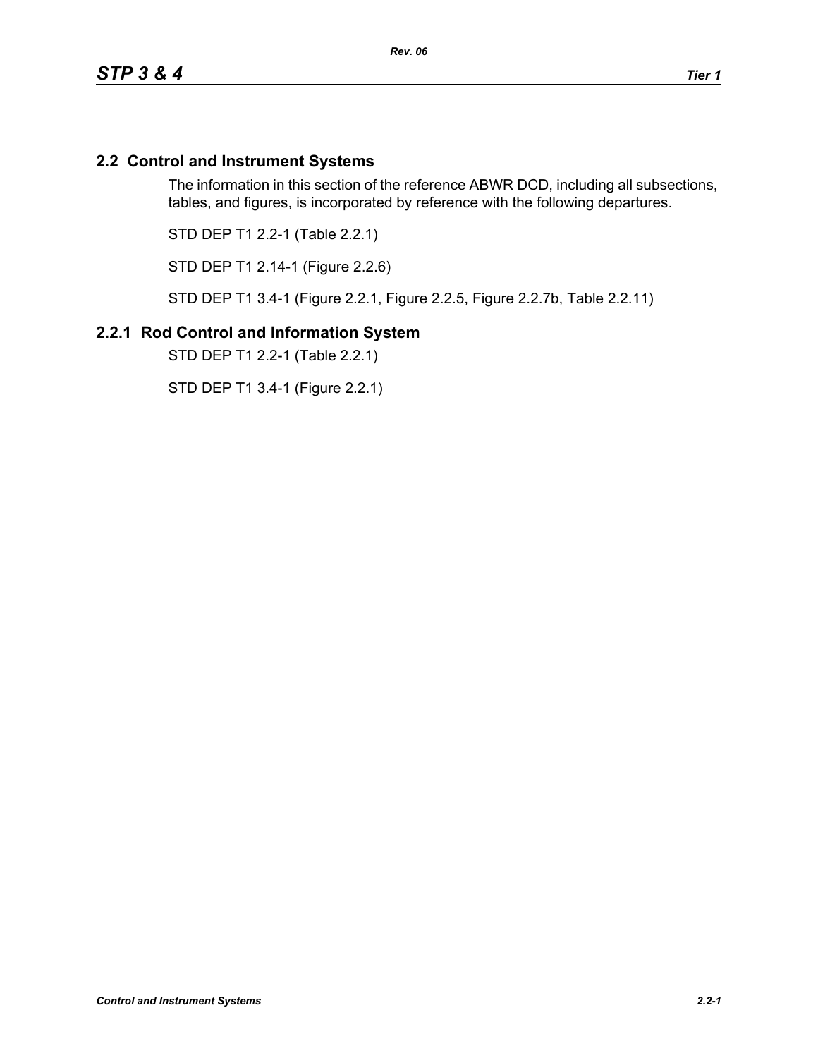## 2.2 Control and Instrument Systems

The information in this section of the reference ABWR DCD, including all subsections, tables, and figures, is incorporated by reference with the following departures.

STD DEP T1 2.2-1 (Table 2.2.1)

STD DEP T1 2.14-1 (Figure 2.2.6)

STD DEP T1 3.4-1 (Figure 2.2.1, Figure 2.2.5, Figure 2.2.7b, Table 2.2.11)

### 2.2.1 Rod Control and Information System

STD DEP T1 2.2-1 (Table 2.2.1)

STD DEP T1 3.4-1 (Figure 2.2.1)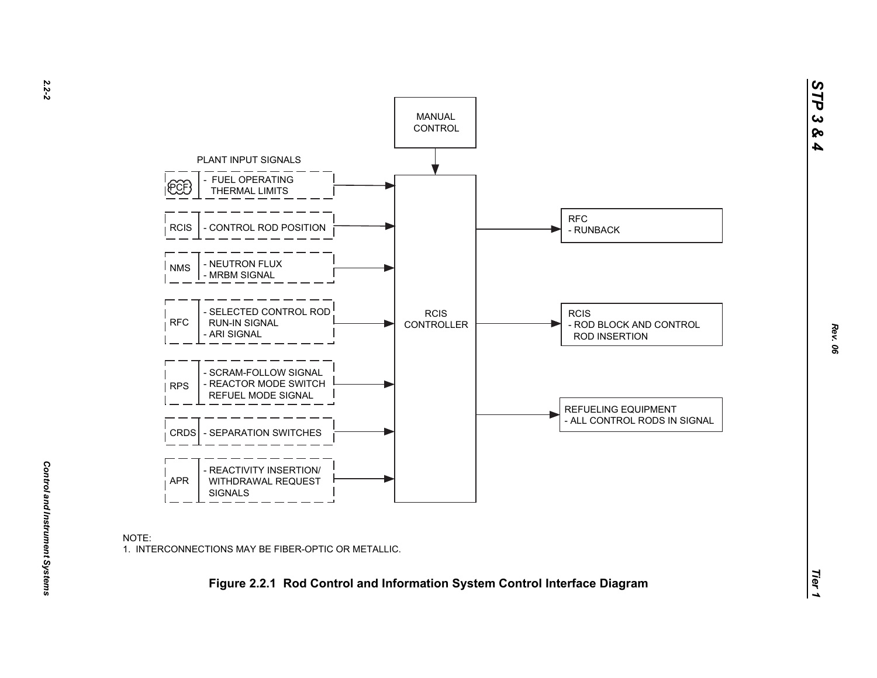MANUAL CONTROL

PLANT INPUT SIGNALS

| Source | Signal |
| --- | --- |
| PCF | - FUEL OPERATING THERMAL LIMITS |
| RCIS | - CONTROL ROD POSITION |
| NMS | - NEUTRON FLUX<br>- MRBM SIGNAL |
| RFC | - SELECTED CONTROL ROD RUN-IN SIGNAL<br>- ARI SIGNAL |
| RPS | - SCRAM-FOLLOW SIGNAL<br>- REACTOR MODE SWITCH REFUEL MODE SIGNAL |
| CRDS | - SEPARATION SWITCHES |
| APR | - REACTIVITY INSERTION/ WITHDRAWAL REQUEST SIGNALS |

RCIS CONTROLLER

RFC
- RUNBACK

RCIS
- ROD BLOCK AND CONTROL ROD INSERTION

REFUELING EQUIPMENT
- ALL CONTROL RODS IN SIGNAL

NOTE:
1. INTERCONNECTIONS MAY BE FIBER-OPTIC OR METALLIC.

**Figure 2.2.1 Rod Control and Information System Control Interface Diagram**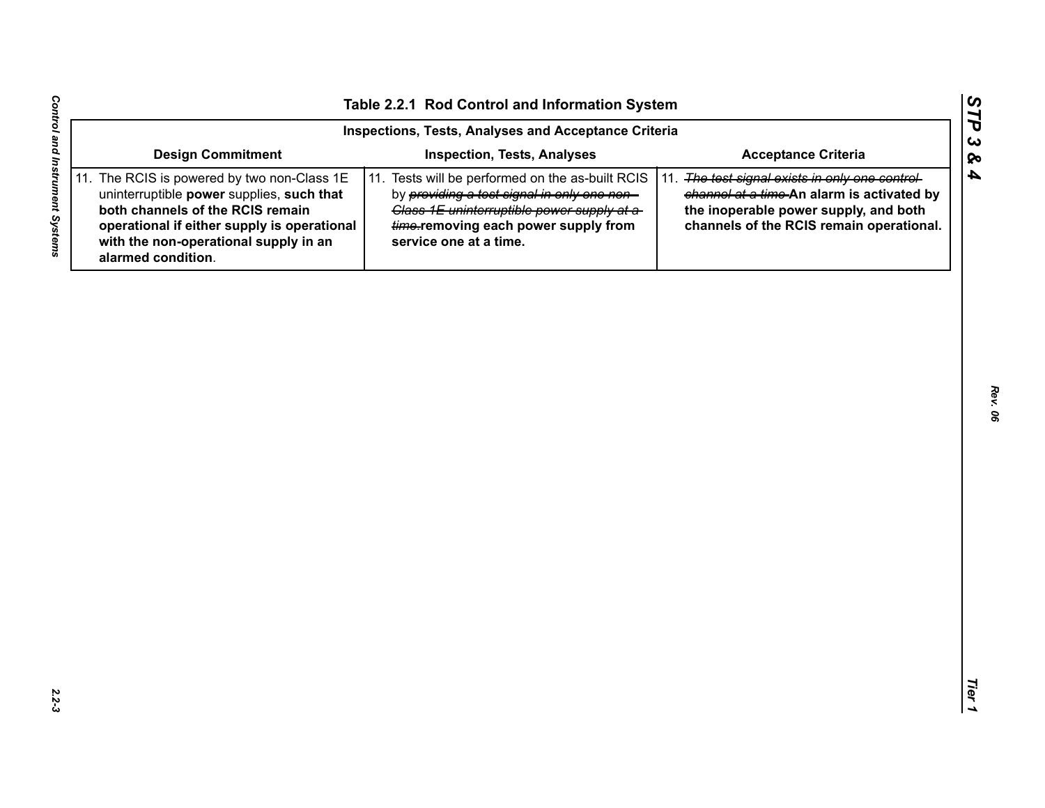## Table 2.2.1 Rod Control and Information System

| Inspections, Tests, Analyses and Acceptance Criteria | | |
|---|---|---|
| **Design Commitment** | **Inspection, Tests, Analyses** | **Acceptance Criteria** |
| 11. The RCIS is powered by two non-Class 1E uninterruptible **power** supplies, **such that both channels of the RCIS remain operational if either supply is operational with the non-operational supply in an alarmed condition**. | 11. Tests will be performed on the as-built RCIS by ~~*providing a test signal in only one non-Class 1E uninterruptible power supply at a time.*~~ **removing each power supply from service one at a time.** | 11. ~~*The test signal exists in only one control channel at a time.*~~ **An alarm is activated by the inoperable power supply, and both channels of the RCIS remain operational.** |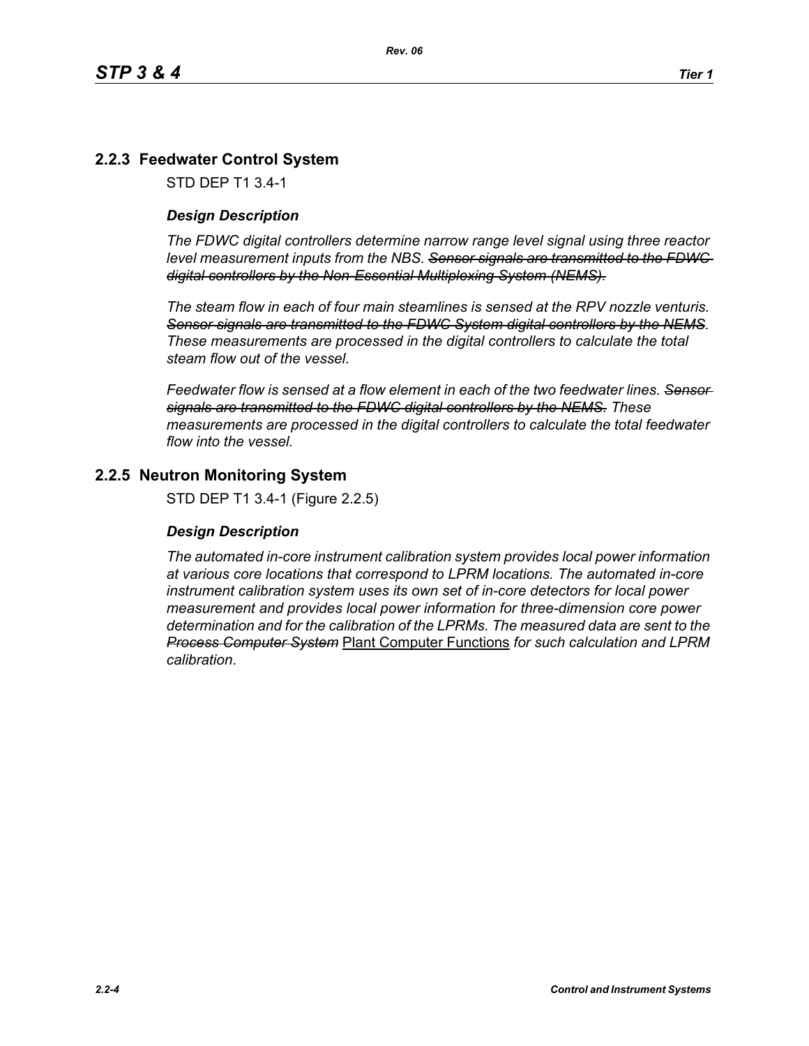## 2.2.3 Feedwater Control System

STD DEP T1 3.4-1

### *Design Description*

*The FDWC digital controllers determine narrow range level signal using three reactor level measurement inputs from the NBS.* ~~*Sensor signals are transmitted to the FDWC digital controllers by the Non-Essential Multiplexing System (NEMS).*~~

*The steam flow in each of four main steamlines is sensed at the RPV nozzle venturis.* ~~*Sensor signals are transmitted to the FDWC System digital controllers by the NEMS*~~*. These measurements are processed in the digital controllers to calculate the total steam flow out of the vessel.*

*Feedwater flow is sensed at a flow element in each of the two feedwater lines.* ~~*Sensor signals are transmitted to the FDWC digital controllers by the NEMS.*~~ *These measurements are processed in the digital controllers to calculate the total feedwater flow into the vessel.*

## 2.2.5 Neutron Monitoring System

STD DEP T1 3.4-1 (Figure 2.2.5)

### *Design Description*

*The automated in-core instrument calibration system provides local power information at various core locations that correspond to LPRM locations. The automated in-core instrument calibration system uses its own set of in-core detectors for local power measurement and provides local power information for three-dimension core power determination and for the calibration of the LPRMs. The measured data are sent to the* ~~*Process Computer System*~~ <u>Plant Computer Functions</u> *for such calculation and LPRM calibration*.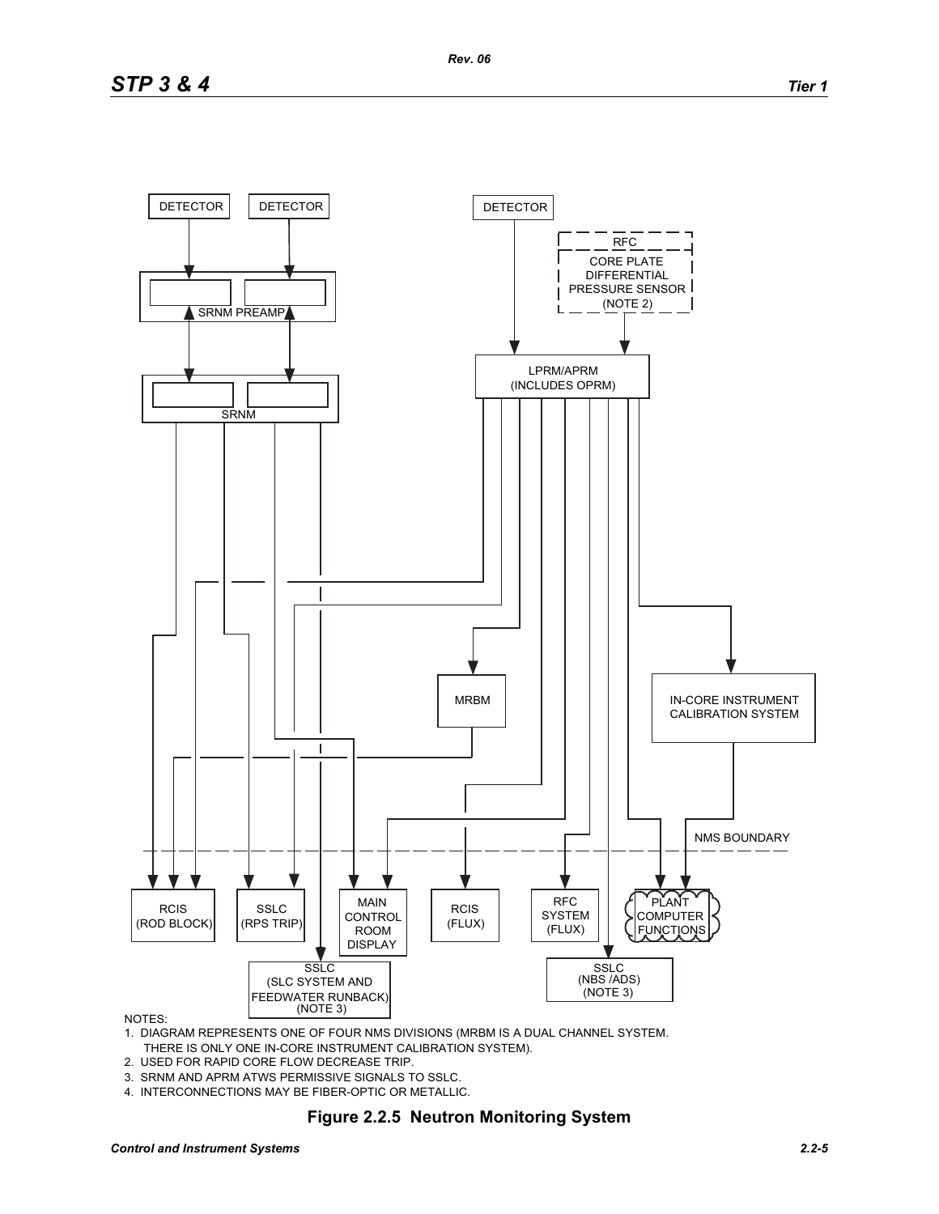NOTES:

1. DIAGRAM REPRESENTS ONE OF FOUR NMS DIVISIONS (MRBM IS A DUAL CHANNEL SYSTEM. THERE IS ONLY ONE IN-CORE INSTRUMENT CALIBRATION SYSTEM).
2. USED FOR RAPID CORE FLOW DECREASE TRIP.
3. SRNM AND APRM ATWS PERMISSIVE SIGNALS TO SSLC.
4. INTERCONNECTIONS MAY BE FIBER-OPTIC OR METALLIC.

**Figure 2.2.5 Neutron Monitoring System**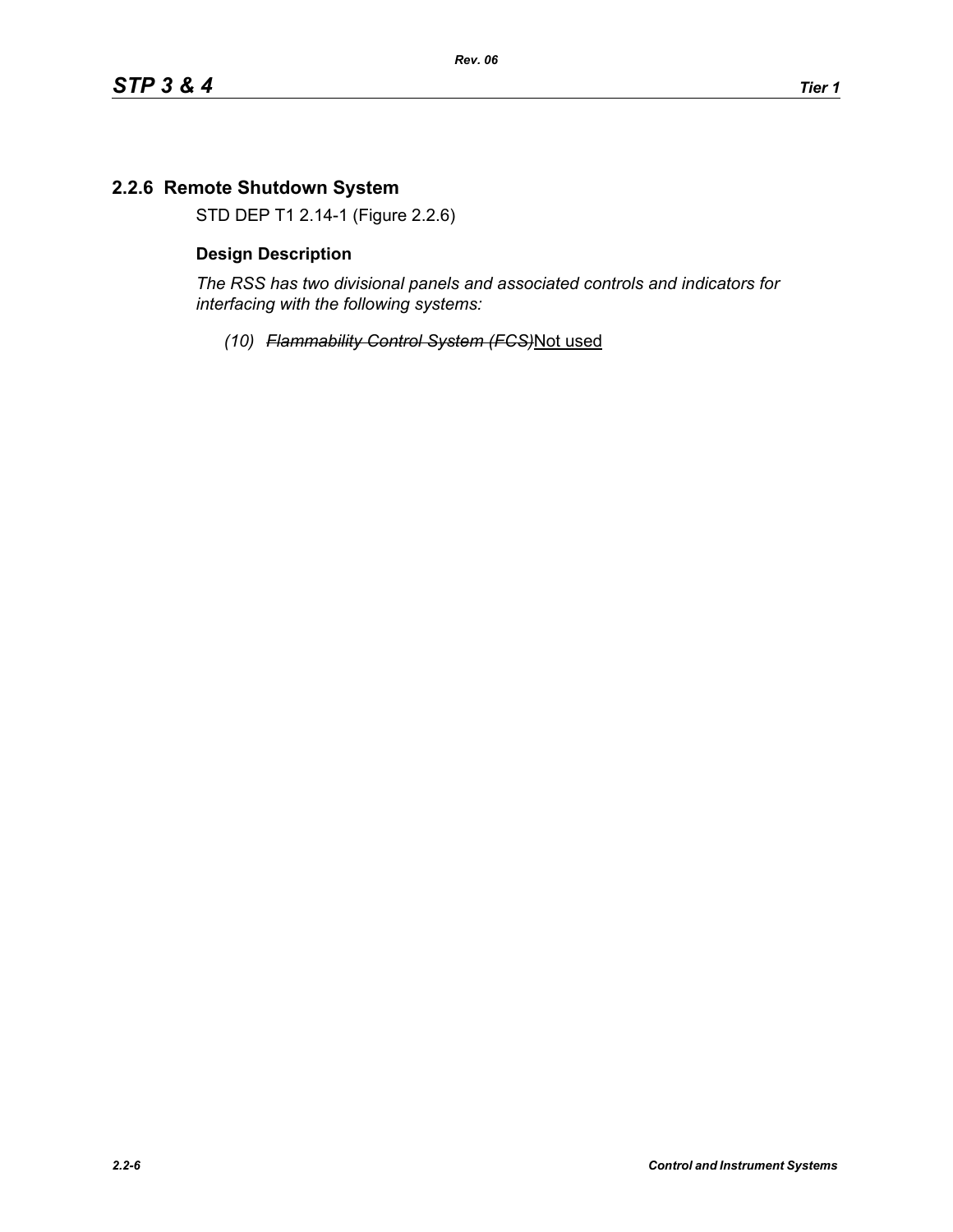## 2.2.6 Remote Shutdown System

STD DEP T1 2.14-1 (Figure 2.2.6)

### Design Description

*The RSS has two divisional panels and associated controls and indicators for interfacing with the following systems:*

*(10)* ~~*Flammability Control System (FCS)*~~Not used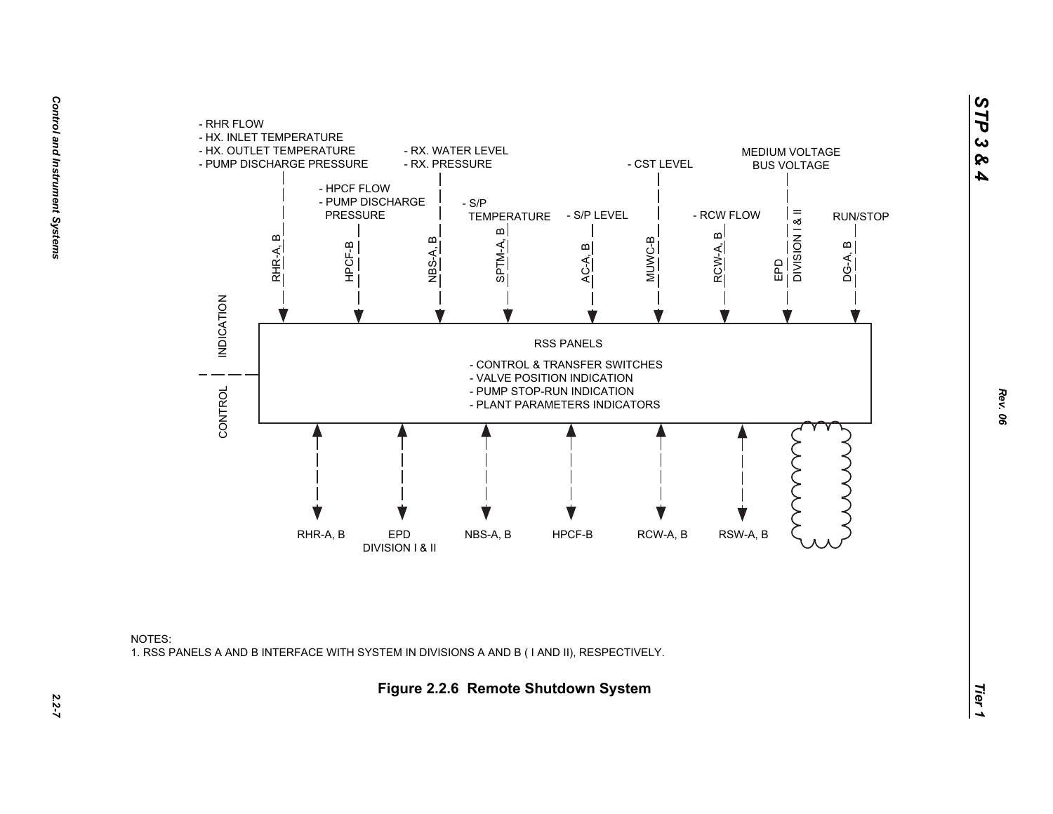- RHR FLOW
- HX. INLET TEMPERATURE
- HX. OUTLET TEMPERATURE
- PUMP DISCHARGE PRESSURE

- HPCF FLOW
- PUMP DISCHARGE PRESSURE

- RX. WATER LEVEL
- RX. PRESSURE

- S/P TEMPERATURE

- S/P LEVEL

- CST LEVEL

- RCW FLOW

MEDIUM VOLTAGE BUS VOLTAGE

RUN/STOP

RHR-A, B | HPCF-B | NBS-A, B | SPTM-A, B | AC-A, B | MUWC-B | RCW-A, B | EPD DIVISION I & II | DG-A, B

INDICATION

CONTROL

RSS PANELS

- CONTROL & TRANSFER SWITCHES
- VALVE POSITION INDICATION
- PUMP STOP-RUN INDICATION
- PLANT PARAMETERS INDICATORS

RHR-A, B | EPD DIVISION I & II | NBS-A, B | HPCF-B | RCW-A, B | RSW-A, B

NOTES:
1. RSS PANELS A AND B INTERFACE WITH SYSTEM IN DIVISIONS A AND B ( I AND II), RESPECTIVELY.

**Figure 2.2.6 Remote Shutdown System**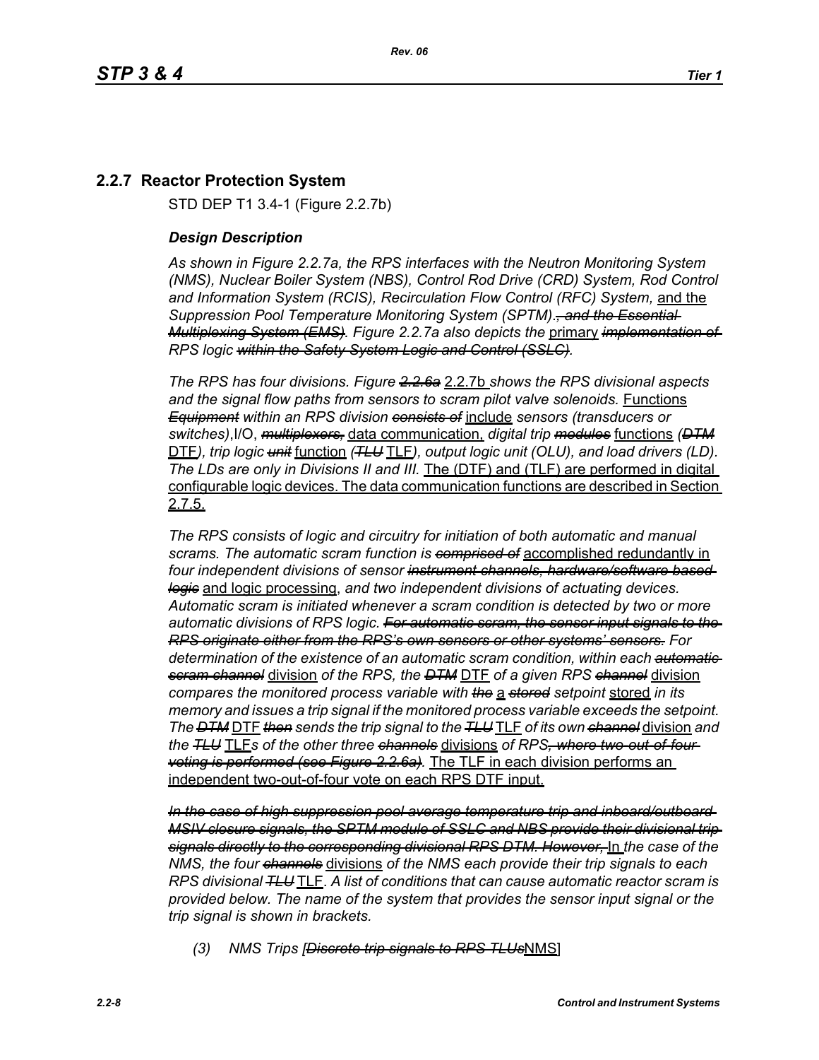## 2.2.7 Reactor Protection System

STD DEP T1 3.4-1 (Figure 2.2.7b)

### *Design Description*

*As shown in Figure 2.2.7a, the RPS interfaces with the Neutron Monitoring System (NMS), Nuclear Boiler System (NBS), Control Rod Drive (CRD) System, Rod Control and Information System (RCIS), Recirculation Flow Control (RFC) System,* and the *Suppression Pool Temperature Monitoring System (SPTM).~~, and the Essential Multiplexing System (EMS)~~. Figure 2.2.7a also depicts the* primary *~~implementation of~~ RPS logic ~~within the Safety System Logic and Control (SSLC)~~.*

*The RPS has four divisions. Figure ~~2.2.6a~~* 2.2.7b *shows the RPS divisional aspects and the signal flow paths from sensors to scram pilot valve solenoids.* Functions *~~Equipment~~ within an RPS division ~~consists of~~* include *sensors (transducers or switches)*,I/O, *~~multiplexors,~~* data communication, *digital trip ~~modules~~* functions *(~~DTM~~* DTF*), trip logic ~~unit~~* function *(~~TLU~~* TLF*), output logic unit (OLU), and load drivers (LD). The LDs are only in Divisions II and III.* The (DTF) and (TLF) are performed in digital configurable logic devices. The data communication functions are described in Section 2.7.5.

*The RPS consists of logic and circuitry for initiation of both automatic and manual scrams. The automatic scram function is ~~comprised of~~* accomplished redundantly in *four independent divisions of sensor ~~instrument channels, hardware/software based logic~~* and logic processing, *and two independent divisions of actuating devices. Automatic scram is initiated whenever a scram condition is detected by two or more automatic divisions of RPS logic. ~~For automatic scram, the sensor input signals to the RPS originate either from the RPS's own sensors or other systems' sensors.~~ For determination of the existence of an automatic scram condition, within each ~~automatic scram channel~~* division *of the RPS, the ~~DTM~~* DTF *of a given RPS ~~channel~~* division *compares the monitored process variable with ~~the~~* a *~~stored~~ setpoint* stored *in its memory and issues a trip signal if the monitored process variable exceeds the setpoint. The ~~DTM~~* DTF *~~then~~ sends the trip signal to the ~~TLU~~* TLF *of its own ~~channel~~* division *and the ~~TLU~~* TLF*s of the other three ~~channels~~* divisions *of RPS~~, where two-out-of-four voting is performed (see Figure 2.2.6a)~~.* The TLF in each division performs an independent two-out-of-four vote on each RPS DTF input.

*~~In the case of high suppression pool average temperature trip and inboard/outboard MSIV closure signals, the SPTM module of SSLC and NBS provide their divisional trip signals directly to the corresponding divisional RPS DTM. However,~~* In *the case of the NMS, the four ~~channels~~* divisions *of the NMS each provide their trip signals to each RPS divisional ~~TLU~~* TLF*. A list of conditions that can cause automatic reactor scram is provided below. The name of the system that provides the sensor input signal or the trip signal is shown in brackets.*

*(3) NMS Trips [~~Discrete trip signals to RPS TLUs~~*NMS]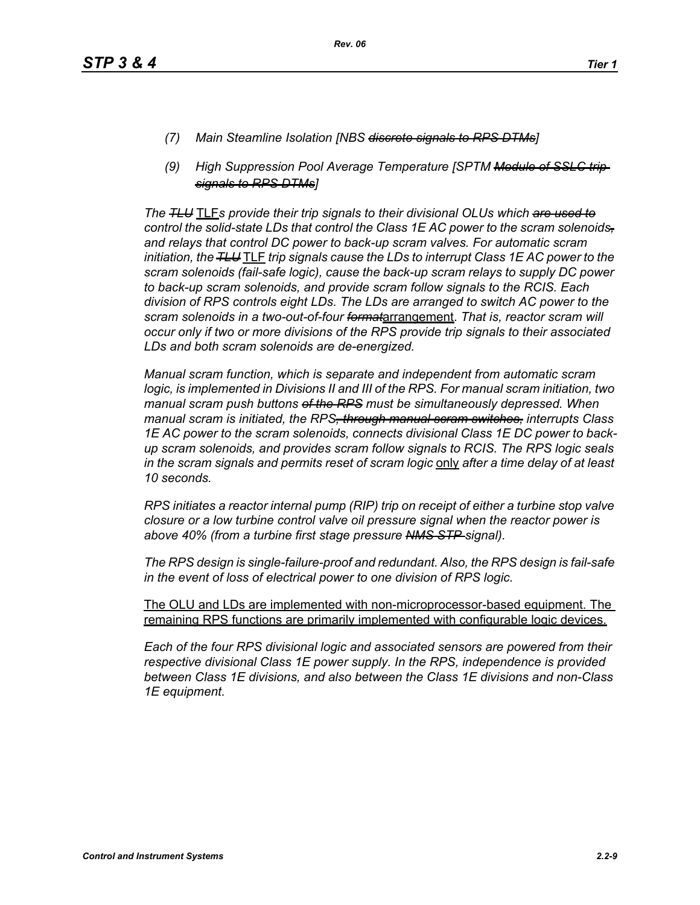*(7) Main Steamline Isolation [NBS ~~discrete signals to RPS DTMs~~]*

*(9) High Suppression Pool Average Temperature [SPTM ~~Module of SSLC trip signals to RPS DTMs~~]*

*The ~~TLU~~* <u>TLF</u>*s provide their trip signals to their divisional OLUs which ~~are used to~~ control the solid-state LDs that control the Class 1E AC power to the scram solenoids~~,~~ and relays that control DC power to back-up scram valves. For automatic scram initiation, the ~~TLU~~* <u>TLF</u> *trip signals cause the LDs to interrupt Class 1E AC power to the scram solenoids (fail-safe logic), cause the back-up scram relays to supply DC power to back-up scram solenoids, and provide scram follow signals to the RCIS. Each division of RPS controls eight LDs. The LDs are arranged to switch AC power to the scram solenoids in a two-out-of-four ~~format~~*<u>arrangement</u>*. That is, reactor scram will occur only if two or more divisions of the RPS provide trip signals to their associated LDs and both scram solenoids are de-energized.*

*Manual scram function, which is separate and independent from automatic scram logic, is implemented in Divisions II and III of the RPS. For manual scram initiation, two manual scram push buttons ~~of the RPS~~ must be simultaneously depressed. When manual scram is initiated, the RPS~~, through manual scram switches,~~ interrupts Class 1E AC power to the scram solenoids, connects divisional Class 1E DC power to back-up scram solenoids, and provides scram follow signals to RCIS. The RPS logic seals in the scram signals and permits reset of scram logic* <u>only</u> *after a time delay of at least 10 seconds.*

*RPS initiates a reactor internal pump (RIP) trip on receipt of either a turbine stop valve closure or a low turbine control valve oil pressure signal when the reactor power is above 40% (from a turbine first stage pressure ~~NMS STP~~ signal).*

*The RPS design is single-failure-proof and redundant. Also, the RPS design is fail-safe in the event of loss of electrical power to one division of RPS logic.*

<u>The OLU and LDs are implemented with non-microprocessor-based equipment. The remaining RPS functions are primarily implemented with configurable logic devices.</u>

*Each of the four RPS divisional logic and associated sensors are powered from their respective divisional Class 1E power supply. In the RPS, independence is provided between Class 1E divisions, and also between the Class 1E divisions and non-Class 1E equipment.*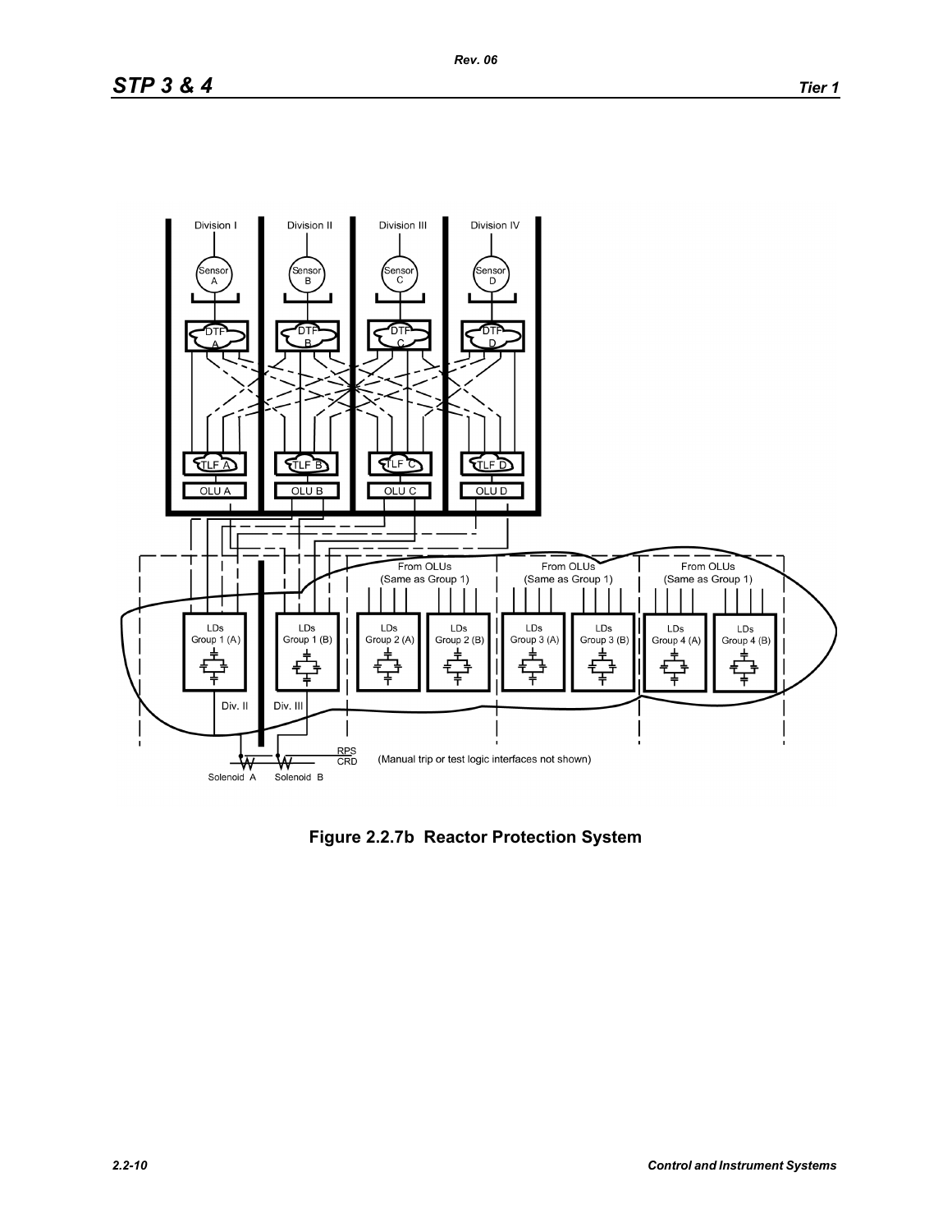**Figure 2.2.7b Reactor Protection System**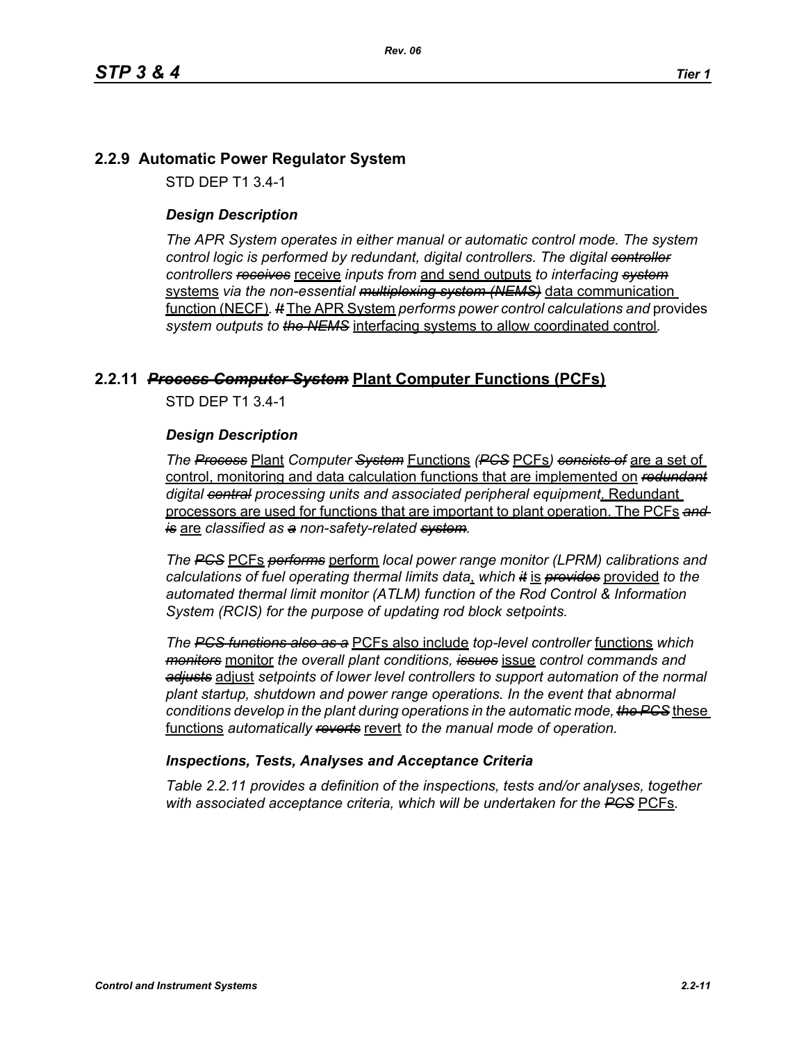## 2.2.9 Automatic Power Regulator System

STD DEP T1 3.4-1

### *Design Description*

*The APR System operates in either manual or automatic control mode. The system control logic is performed by redundant, digital controllers. The digital ~~controller~~ controllers ~~receives~~* receive *inputs from* and send outputs *to interfacing ~~system~~* systems *via the non-essential ~~multiplexing system (NEMS)~~* data communication function (NECF)*. ~~It~~* The APR System *performs power control calculations and* provides *system outputs to ~~the NEMS~~* interfacing systems to allow coordinated control*.*

## 2.2.11 ~~*Process Computer System*~~ Plant Computer Functions (PCFs)

STD DEP T1 3.4-1

### *Design Description*

*The ~~Process~~* Plant *Computer ~~System~~* Functions *(~~PCS~~* PCFs*) ~~consists of~~* are a set of control, monitoring and data calculation functions that are implemented on *~~redundant~~ digital ~~central~~ processing units and associated peripheral equipment*. Redundant processors are used for functions that are important to plant operation. The PCFs *~~and is~~* are *classified as ~~a~~ non-safety-related ~~system~~.*

*The ~~PCS~~* PCFs *~~performs~~* perform *local power range monitor (LPRM) calibrations and calculations of fuel operating thermal limits data*, *which ~~it~~* is *~~provides~~* provided *to the automated thermal limit monitor (ATLM) function of the Rod Control & Information System (RCIS) for the purpose of updating rod block setpoints.*

*The ~~PCS functions also as a~~* PCFs also include *top-level controller* functions *which ~~monitors~~* monitor *the overall plant conditions, ~~issues~~* issue *control commands and ~~adjusts~~* adjust *setpoints of lower level controllers to support automation of the normal plant startup, shutdown and power range operations. In the event that abnormal conditions develop in the plant during operations in the automatic mode, ~~the PCS~~* these functions *automatically ~~reverts~~* revert *to the manual mode of operation.*

### *Inspections, Tests, Analyses and Acceptance Criteria*

*Table 2.2.11 provides a definition of the inspections, tests and/or analyses, together with associated acceptance criteria, which will be undertaken for the ~~PCS~~* PCFs.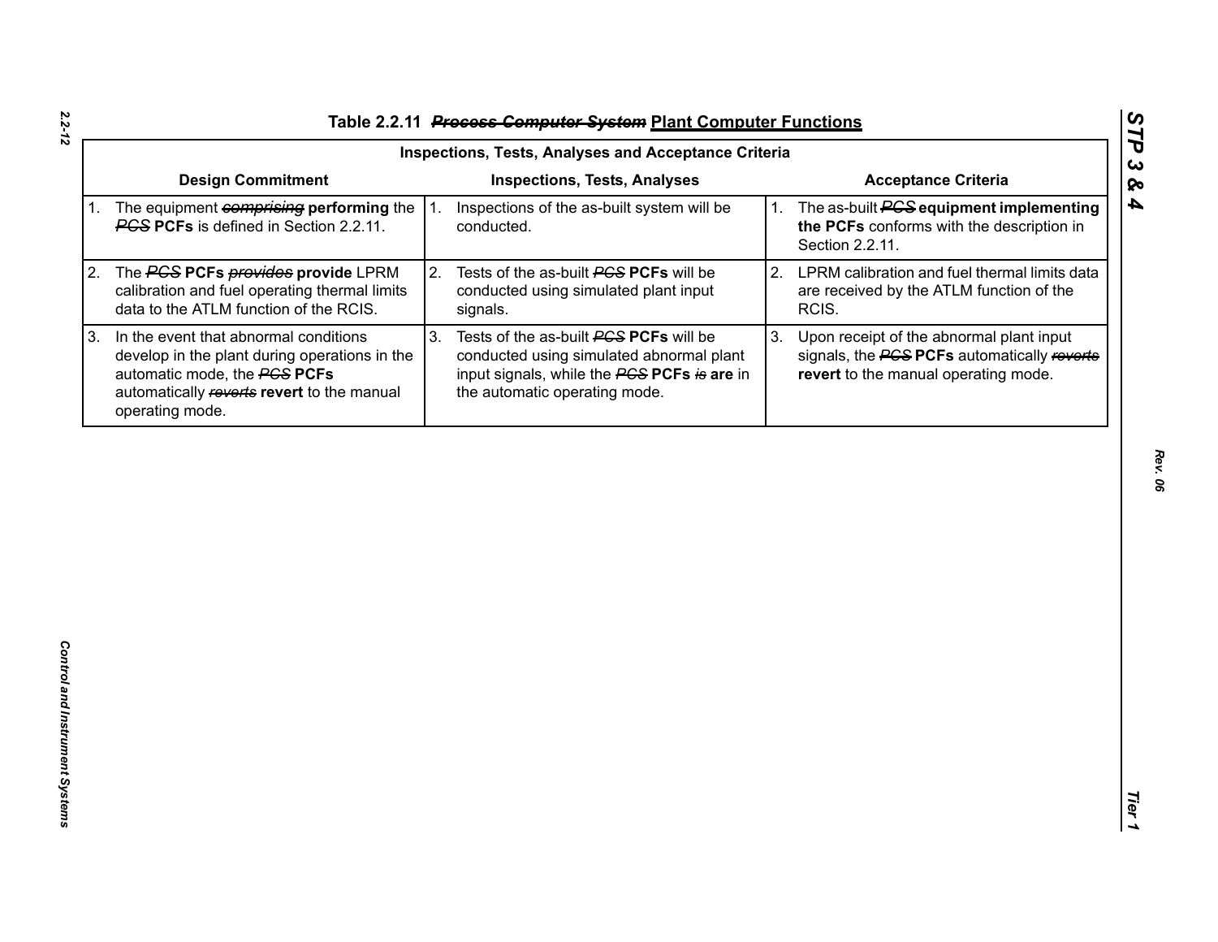# Table 2.2.11 ~~*Process Computer System*~~ Plant Computer Functions

| Inspections, Tests, Analyses and Acceptance Criteria | | |
|---|---|---|
| **Design Commitment** | **Inspections, Tests, Analyses** | **Acceptance Criteria** |
| 1. The equipment ~~*comprising*~~ **performing** the ~~*PCS*~~ **PCFs** is defined in Section 2.2.11. | 1. Inspections of the as-built system will be conducted. | 1. The as-built ~~*PCS*~~ **equipment implementing the PCFs** conforms with the description in Section 2.2.11. |
| 2. The ~~*PCS*~~ **PCFs** ~~*provides*~~ **provide** LPRM calibration and fuel operating thermal limits data to the ATLM function of the RCIS. | 2. Tests of the as-built ~~*PCS*~~ **PCFs** will be conducted using simulated plant input signals. | 2. LPRM calibration and fuel thermal limits data are received by the ATLM function of the RCIS. |
| 3. In the event that abnormal conditions develop in the plant during operations in the automatic mode, the ~~*PCS*~~ **PCFs** automatically ~~*reverts*~~ **revert** to the manual operating mode. | 3. Tests of the as-built ~~*PCS*~~ **PCFs** will be conducted using simulated abnormal plant input signals, while the ~~*PCS*~~ **PCFs** ~~*is*~~ **are** in the automatic operating mode. | 3. Upon receipt of the abnormal plant input signals, the ~~*PCS*~~ **PCFs** automatically ~~*reverts*~~ **revert** to the manual operating mode. |